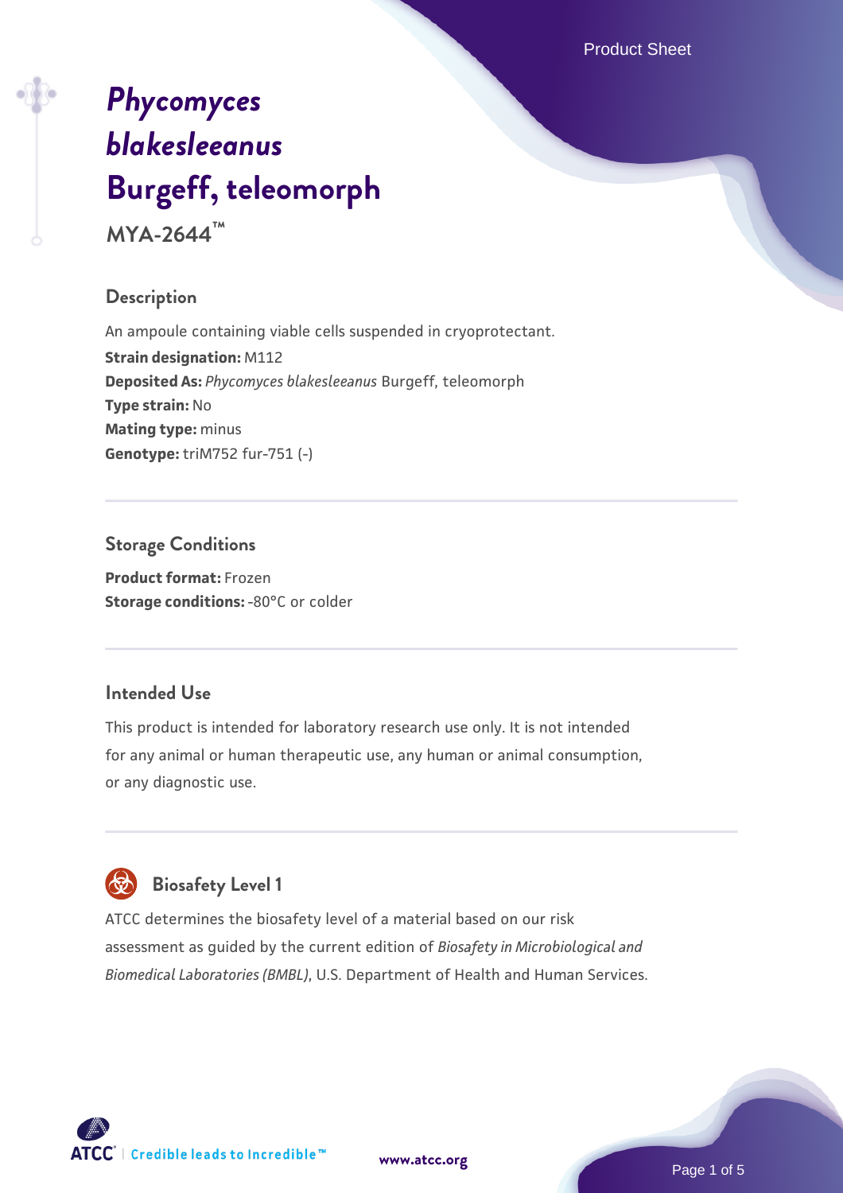# *Phycomyces blakesleeanus* Burgeff, teleomorph

**MYA-2644™**

## Description

An ampoule containing viable cells suspended in cryoprotectant.

**Strain designation:** M112

**Deposited As:** *Phycomyces blakesleeanus* Burgeff, teleomorph

**Type strain:** No

**Mating type:** minus

**Genotype:** triM752 fur-751 (-)

## Storage Conditions

**Product format:** Frozen

**Storage conditions:** -80°C or colder

## Intended Use

This product is intended for laboratory research use only. It is not intended for any animal or human therapeutic use, any human or animal consumption, or any diagnostic use.

## Biosafety Level 1

ATCC determines the biosafety level of a material based on our risk assessment as guided by the current edition of *Biosafety in Microbiological and Biomedical Laboratories (BMBL)*, U.S. Department of Health and Human Services.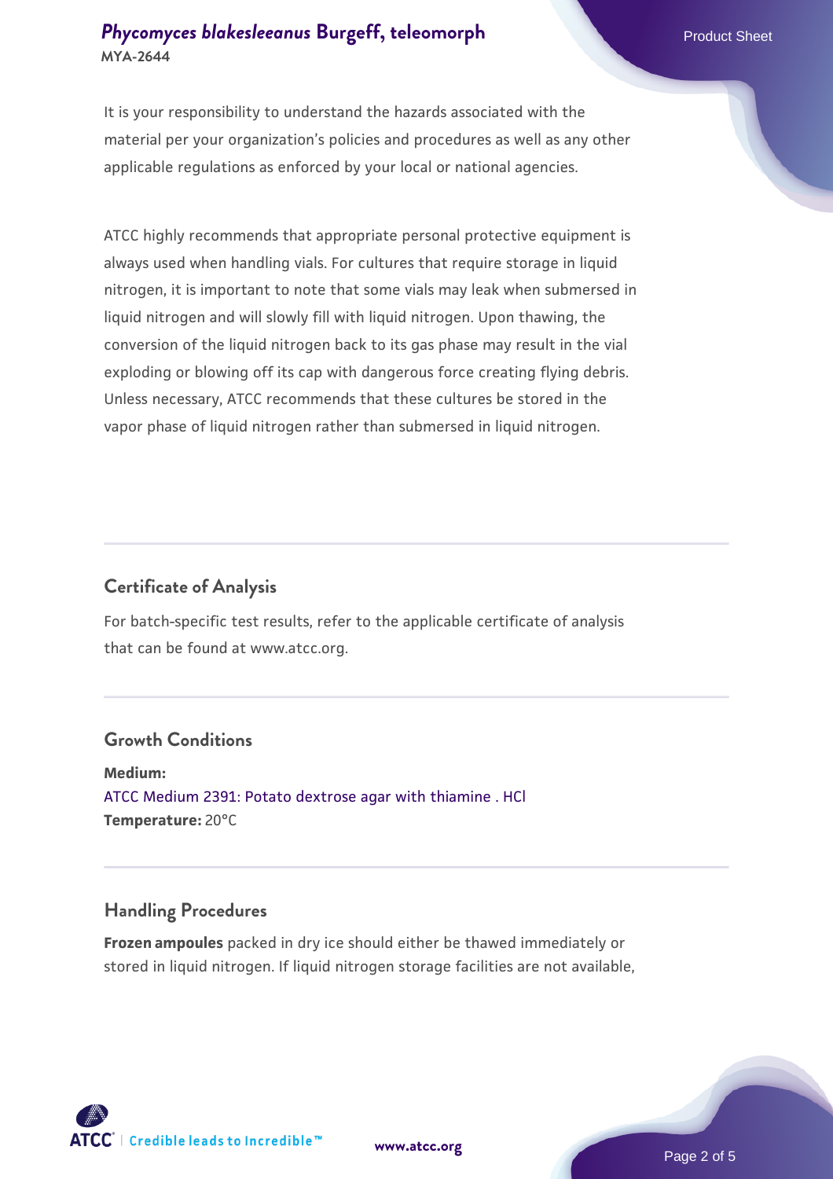It is your responsibility to understand the hazards associated with the material per your organization's policies and procedures as well as any other applicable regulations as enforced by your local or national agencies.

ATCC highly recommends that appropriate personal protective equipment is always used when handling vials. For cultures that require storage in liquid nitrogen, it is important to note that some vials may leak when submersed in liquid nitrogen and will slowly fill with liquid nitrogen. Upon thawing, the conversion of the liquid nitrogen back to its gas phase may result in the vial exploding or blowing off its cap with dangerous force creating flying debris. Unless necessary, ATCC recommends that these cultures be stored in the vapor phase of liquid nitrogen rather than submersed in liquid nitrogen.

## Certificate of Analysis

For batch-specific test results, refer to the applicable certificate of analysis that can be found at www.atcc.org.

## Growth Conditions

**Medium:**
ATCC Medium 2391: Potato dextrose agar with thiamine . HCl
**Temperature:** 20°C

## Handling Procedures

**Frozen ampoules** packed in dry ice should either be thawed immediately or stored in liquid nitrogen. If liquid nitrogen storage facilities are not available,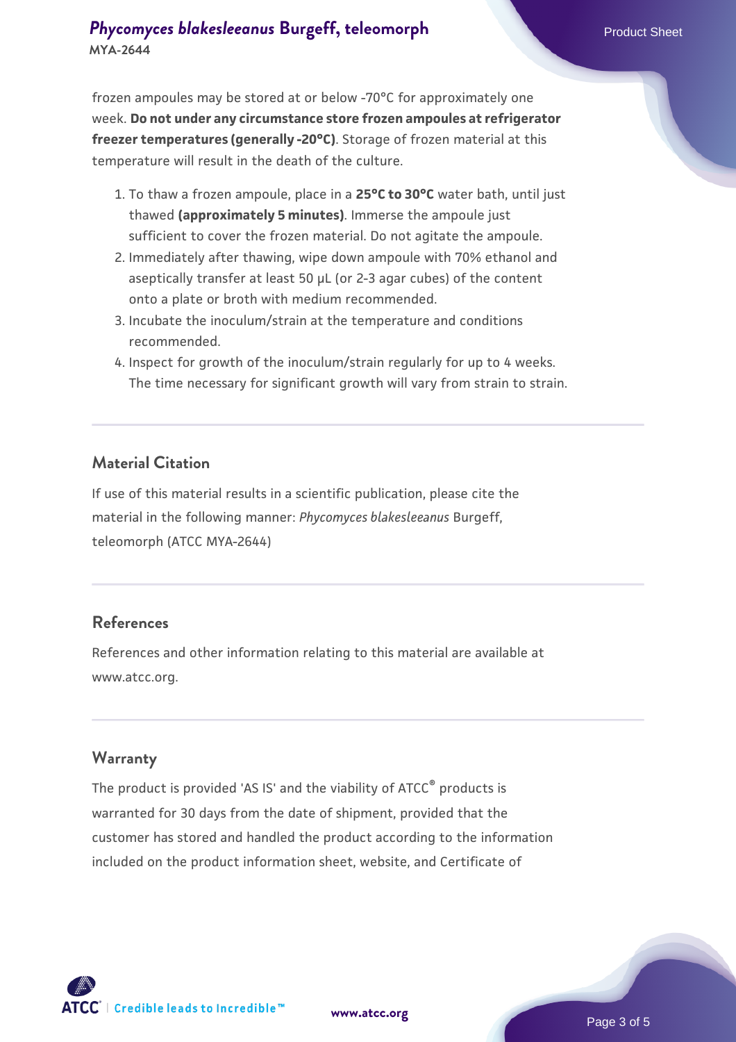frozen ampoules may be stored at or below -70°C for approximately one week. **Do not under any circumstance store frozen ampoules at refrigerator freezer temperatures (generally -20°C)**. Storage of frozen material at this temperature will result in the death of the culture.

1. To thaw a frozen ampoule, place in a **25°C to 30°C** water bath, until just thawed **(approximately 5 minutes)**. Immerse the ampoule just sufficient to cover the frozen material. Do not agitate the ampoule.
2. Immediately after thawing, wipe down ampoule with 70% ethanol and aseptically transfer at least 50 µL (or 2-3 agar cubes) of the content onto a plate or broth with medium recommended.
3. Incubate the inoculum/strain at the temperature and conditions recommended.
4. Inspect for growth of the inoculum/strain regularly for up to 4 weeks. The time necessary for significant growth will vary from strain to strain.

## Material Citation

If use of this material results in a scientific publication, please cite the material in the following manner: *Phycomyces blakesleeanus* Burgeff, teleomorph (ATCC MYA-2644)

## References

References and other information relating to this material are available at www.atcc.org.

## Warranty

The product is provided 'AS IS' and the viability of ATCC® products is warranted for 30 days from the date of shipment, provided that the customer has stored and handled the product according to the information included on the product information sheet, website, and Certificate of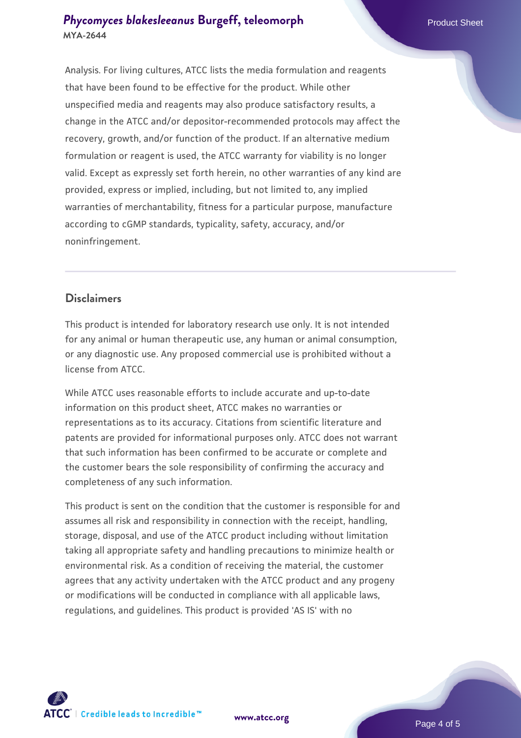Analysis. For living cultures, ATCC lists the media formulation and reagents that have been found to be effective for the product. While other unspecified media and reagents may also produce satisfactory results, a change in the ATCC and/or depositor-recommended protocols may affect the recovery, growth, and/or function of the product. If an alternative medium formulation or reagent is used, the ATCC warranty for viability is no longer valid. Except as expressly set forth herein, no other warranties of any kind are provided, express or implied, including, but not limited to, any implied warranties of merchantability, fitness for a particular purpose, manufacture according to cGMP standards, typicality, safety, accuracy, and/or noninfringement.

## Disclaimers

This product is intended for laboratory research use only. It is not intended for any animal or human therapeutic use, any human or animal consumption, or any diagnostic use. Any proposed commercial use is prohibited without a license from ATCC.

While ATCC uses reasonable efforts to include accurate and up-to-date information on this product sheet, ATCC makes no warranties or representations as to its accuracy. Citations from scientific literature and patents are provided for informational purposes only. ATCC does not warrant that such information has been confirmed to be accurate or complete and the customer bears the sole responsibility of confirming the accuracy and completeness of any such information.

This product is sent on the condition that the customer is responsible for and assumes all risk and responsibility in connection with the receipt, handling, storage, disposal, and use of the ATCC product including without limitation taking all appropriate safety and handling precautions to minimize health or environmental risk. As a condition of receiving the material, the customer agrees that any activity undertaken with the ATCC product and any progeny or modifications will be conducted in compliance with all applicable laws, regulations, and guidelines. This product is provided 'AS IS' with no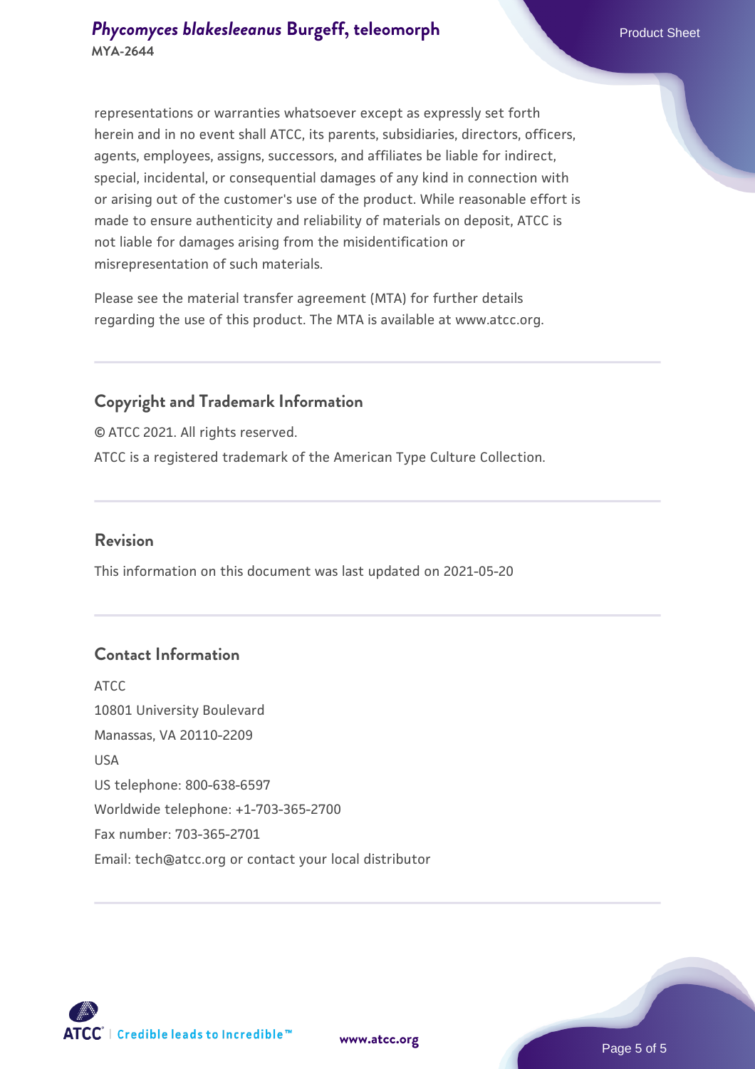representations or warranties whatsoever except as expressly set forth herein and in no event shall ATCC, its parents, subsidiaries, directors, officers, agents, employees, assigns, successors, and affiliates be liable for indirect, special, incidental, or consequential damages of any kind in connection with or arising out of the customer's use of the product. While reasonable effort is made to ensure authenticity and reliability of materials on deposit, ATCC is not liable for damages arising from the misidentification or misrepresentation of such materials.

Please see the material transfer agreement (MTA) for further details regarding the use of this product. The MTA is available at www.atcc.org.

## Copyright and Trademark Information

© ATCC 2021. All rights reserved.

ATCC is a registered trademark of the American Type Culture Collection.

## Revision

This information on this document was last updated on 2021-05-20

## Contact Information

ATCC
10801 University Boulevard
Manassas, VA 20110-2209
USA
US telephone: 800-638-6597
Worldwide telephone: +1-703-365-2700
Fax number: 703-365-2701
Email: tech@atcc.org or contact your local distributor